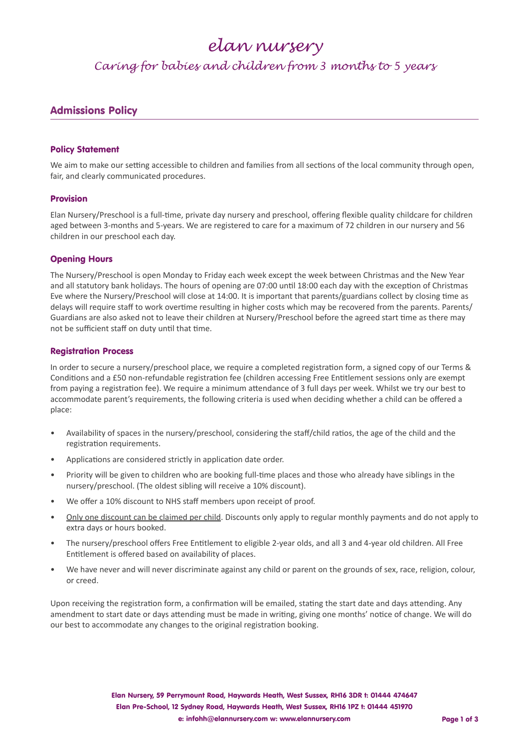# elan nursery

*Caring for babies and children from 3 months to 5 years*

## Admissions Policy

### Policy Statement

We aim to make our setting accessible to children and families from all sections of the local community through open, fair, and clearly communicated procedures.

### Provision

Elan Nursery/Preschool is a full-time, private day nursery and preschool, offering flexible quality childcare for children aged between 3-months and 5-years. We are registered to care for a maximum of 72 children in our nursery and 56 children in our preschool each day.

### Opening Hours

The Nursery/Preschool is open Monday to Friday each week except the week between Christmas and the New Year and all statutory bank holidays. The hours of opening are 07:00 until 18:00 each day with the exception of Christmas Eve where the Nursery/Preschool will close at 14:00. It is important that parents/guardians collect by closing time as delays will require staff to work overtime resulting in higher costs which may be recovered from the parents. Parents/Guardians are also asked not to leave their children at Nursery/Preschool before the agreed start time as there may not be sufficient staff on duty until that time.

### Registration Process

In order to secure a nursery/preschool place, we require a completed registration form, a signed copy of our Terms & Conditions and a £50 non-refundable registration fee (children accessing Free Entitlement sessions only are exempt from paying a registration fee). We require a minimum attendance of 3 full days per week. Whilst we try our best to accommodate parent's requirements, the following criteria is used when deciding whether a child can be offered a place:

- Availability of spaces in the nursery/preschool, considering the staff/child ratios, the age of the child and the registration requirements.
- Applications are considered strictly in application date order.
- Priority will be given to children who are booking full-time places and those who already have siblings in the nursery/preschool. (The oldest sibling will receive a 10% discount).
- We offer a 10% discount to NHS staff members upon receipt of proof.
- <u>Only one discount can be claimed per child</u>. Discounts only apply to regular monthly payments and do not apply to extra days or hours booked.
- The nursery/preschool offers Free Entitlement to eligible 2-year olds, and all 3 and 4-year old children. All Free Entitlement is offered based on availability of places.
- We have never and will never discriminate against any child or parent on the grounds of sex, race, religion, colour, or creed.

Upon receiving the registration form, a confirmation will be emailed, stating the start date and days attending. Any amendment to start date or days attending must be made in writing, giving one months' notice of change. We will do our best to accommodate any changes to the original registration booking.

**Elan Nursery, 59 Perrymount Road, Haywards Heath, West Sussex, RH16 3DR t: 01444 474647**
**Elan Pre-School, 12 Sydney Road, Haywards Heath, West Sussex, RH16 1PZ t: 01444 451970**
**e: infohh@elannursery.com w: www.elannursery.com**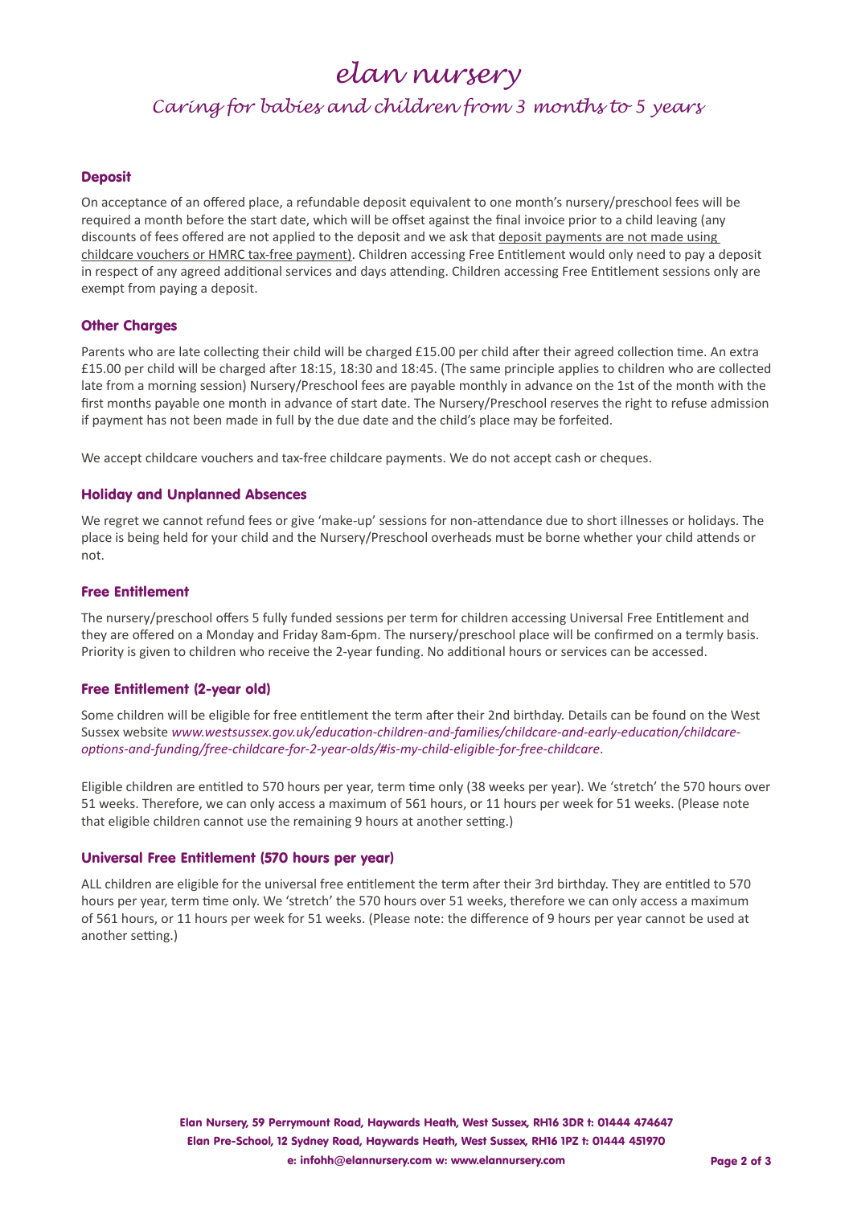# elan nursery

## Caring for babies and children from 3 months to 5 years

### Deposit

On acceptance of an offered place, a refundable deposit equivalent to one month's nursery/preschool fees will be required a month before the start date, which will be offset against the final invoice prior to a child leaving (any discounts of fees offered are not applied to the deposit and we ask that deposit payments are not made using childcare vouchers or HMRC tax-free payment). Children accessing Free Entitlement would only need to pay a deposit in respect of any agreed additional services and days attending. Children accessing Free Entitlement sessions only are exempt from paying a deposit.

### Other Charges

Parents who are late collecting their child will be charged £15.00 per child after their agreed collection time. An extra £15.00 per child will be charged after 18:15, 18:30 and 18:45. (The same principle applies to children who are collected late from a morning session) Nursery/Preschool fees are payable monthly in advance on the 1st of the month with the first months payable one month in advance of start date. The Nursery/Preschool reserves the right to refuse admission if payment has not been made in full by the due date and the child's place may be forfeited.

We accept childcare vouchers and tax-free childcare payments. We do not accept cash or cheques.

### Holiday and Unplanned Absences

We regret we cannot refund fees or give 'make-up' sessions for non-attendance due to short illnesses or holidays. The place is being held for your child and the Nursery/Preschool overheads must be borne whether your child attends or not.

### Free Entitlement

The nursery/preschool offers 5 fully funded sessions per term for children accessing Universal Free Entitlement and they are offered on a Monday and Friday 8am-6pm. The nursery/preschool place will be confirmed on a termly basis. Priority is given to children who receive the 2-year funding. No additional hours or services can be accessed.

### Free Entitlement (2-year old)

Some children will be eligible for free entitlement the term after their 2nd birthday. Details can be found on the West Sussex website *www.westsussex.gov.uk/education-children-and-families/childcare-and-early-education/childcare-options-and-funding/free-childcare-for-2-year-olds/#is-my-child-eligible-for-free-childcare*.

Eligible children are entitled to 570 hours per year, term time only (38 weeks per year). We 'stretch' the 570 hours over 51 weeks. Therefore, we can only access a maximum of 561 hours, or 11 hours per week for 51 weeks. (Please note that eligible children cannot use the remaining 9 hours at another setting.)

### Universal Free Entitlement (570 hours per year)

ALL children are eligible for the universal free entitlement the term after their 3rd birthday. They are entitled to 570 hours per year, term time only. We 'stretch' the 570 hours over 51 weeks, therefore we can only access a maximum of 561 hours, or 11 hours per week for 51 weeks. (Please note: the difference of 9 hours per year cannot be used at another setting.)

**Elan Nursery, 59 Perrymount Road, Haywards Heath, West Sussex, RH16 3DR t: 01444 474647**
**Elan Pre-School, 12 Sydney Road, Haywards Heath, West Sussex, RH16 1PZ t: 01444 451970**
**e: infohh@elannursery.com w: www.elannursery.com**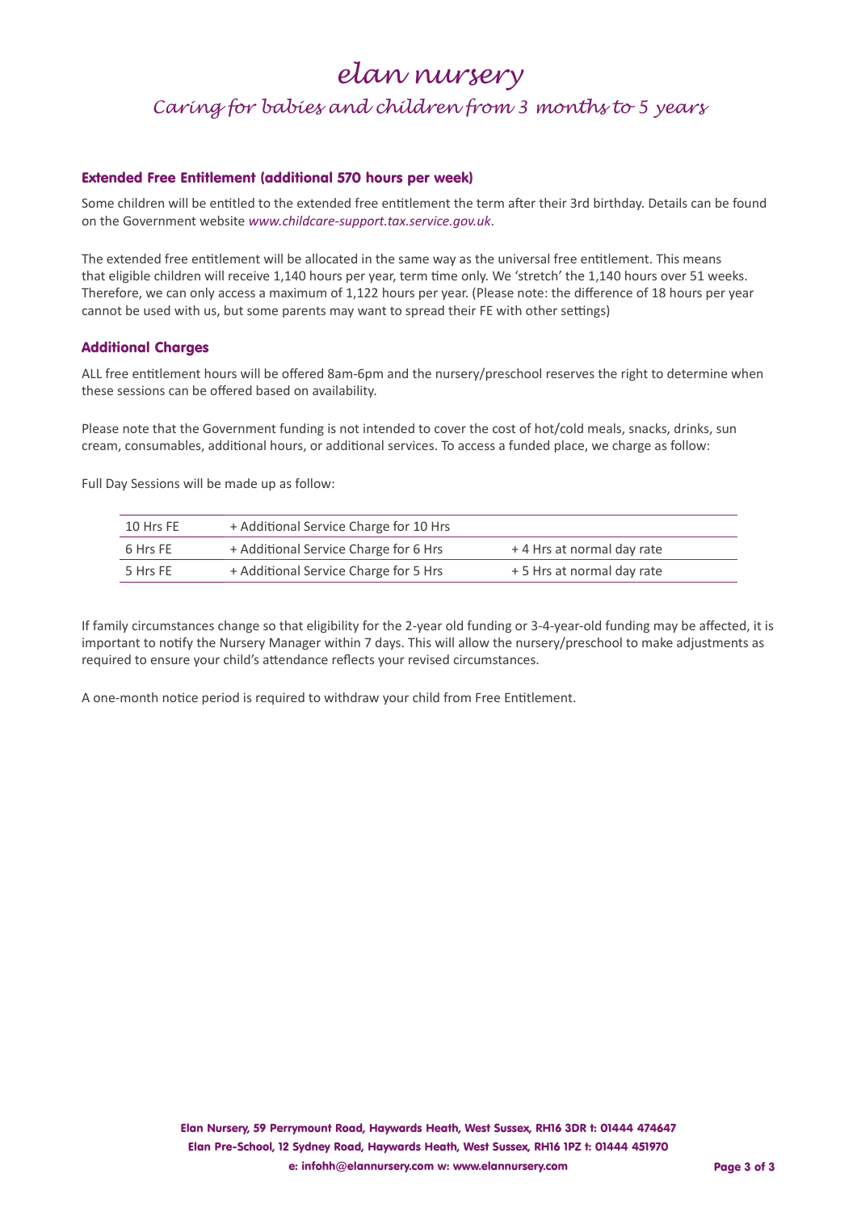# elan nursery

## Caring for babies and children from 3 months to 5 years

### Extended Free Entitlement (additional 570 hours per week)

Some children will be entitled to the extended free entitlement the term after their 3rd birthday. Details can be found on the Government website *www.childcare-support.tax.service.gov.uk*.

The extended free entitlement will be allocated in the same way as the universal free entitlement. This means that eligible children will receive 1,140 hours per year, term time only. We 'stretch' the 1,140 hours over 51 weeks. Therefore, we can only access a maximum of 1,122 hours per year. (Please note: the difference of 18 hours per year cannot be used with us, but some parents may want to spread their FE with other settings)

### Additional Charges

ALL free entitlement hours will be offered 8am-6pm and the nursery/preschool reserves the right to determine when these sessions can be offered based on availability.

Please note that the Government funding is not intended to cover the cost of hot/cold meals, snacks, drinks, sun cream, consumables, additional hours, or additional services. To access a funded place, we charge as follow:

Full Day Sessions will be made up as follow:

| | | |
|---|---|---|
| 10 Hrs FE | + Additional Service Charge for 10 Hrs | |
| 6 Hrs FE | + Additional Service Charge for 6 Hrs | + 4 Hrs at normal day rate |
| 5 Hrs FE | + Additional Service Charge for 5 Hrs | + 5 Hrs at normal day rate |

If family circumstances change so that eligibility for the 2-year old funding or 3-4-year-old funding may be affected, it is important to notify the Nursery Manager within 7 days. This will allow the nursery/preschool to make adjustments as required to ensure your child's attendance reflects your revised circumstances.

A one-month notice period is required to withdraw your child from Free Entitlement.

**Elan Nursery, 59 Perrymount Road, Haywards Heath, West Sussex, RH16 3DR t: 01444 474647**
**Elan Pre-School, 12 Sydney Road, Haywards Heath, West Sussex, RH16 1PZ t: 01444 451970**
**e: infohh@elannursery.com w: www.elannursery.com**